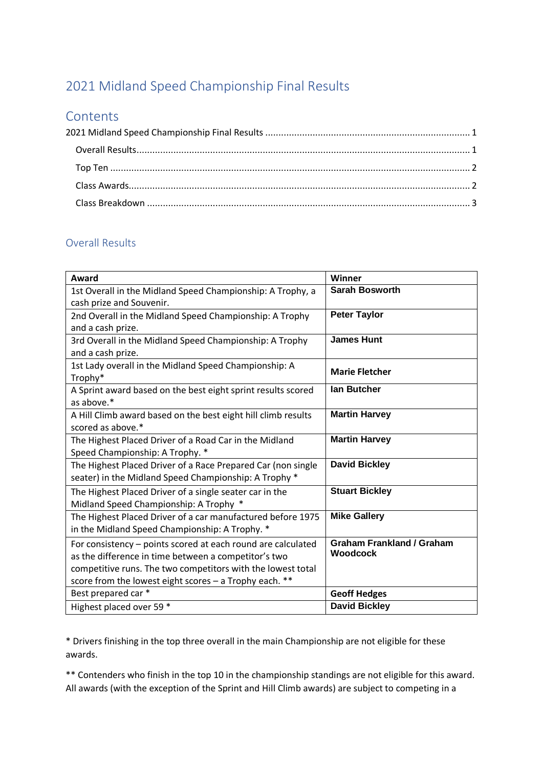# 2021 Midland Speed Championship Final Results

## Contents

2021 Midland Speed Championship Final Results ............................................................................ 1

Overall Results.............................................................................................................................. 1

Top Ten ........................................................................................................................................ 2

Class Awards................................................................................................................................. 2

Class Breakdown .......................................................................................................................... 3

### Overall Results

| Award | Winner |
|---|---|
| 1st Overall in the Midland Speed Championship: A Trophy, a cash prize and Souvenir. | **Sarah Bosworth** |
| 2nd Overall in the Midland Speed Championship: A Trophy and a cash prize. | **Peter Taylor** |
| 3rd Overall in the Midland Speed Championship: A Trophy and a cash prize. | **James Hunt** |
| 1st Lady overall in the Midland Speed Championship: A Trophy* | **Marie Fletcher** |
| A Sprint award based on the best eight sprint results scored as above.* | **Ian Butcher** |
| A Hill Climb award based on the best eight hill climb results scored as above.* | **Martin Harvey** |
| The Highest Placed Driver of a Road Car in the Midland Speed Championship: A Trophy. * | **Martin Harvey** |
| The Highest Placed Driver of a Race Prepared Car (non single seater) in the Midland Speed Championship: A Trophy * | **David Bickley** |
| The Highest Placed Driver of a single seater car in the Midland Speed Championship: A Trophy * | **Stuart Bickley** |
| The Highest Placed Driver of a car manufactured before 1975 in the Midland Speed Championship: A Trophy. * | **Mike Gallery** |
| For consistency – points scored at each round are calculated as the difference in time between a competitor's two competitive runs. The two competitors with the lowest total score from the lowest eight scores – a Trophy each. ** | **Graham Frankland / Graham Woodcock** |
| Best prepared car * | **Geoff Hedges** |
| Highest placed over 59 * | **David Bickley** |

\* Drivers finishing in the top three overall in the main Championship are not eligible for these awards.

\*\* Contenders who finish in the top 10 in the championship standings are not eligible for this award. All awards (with the exception of the Sprint and Hill Climb awards) are subject to competing in a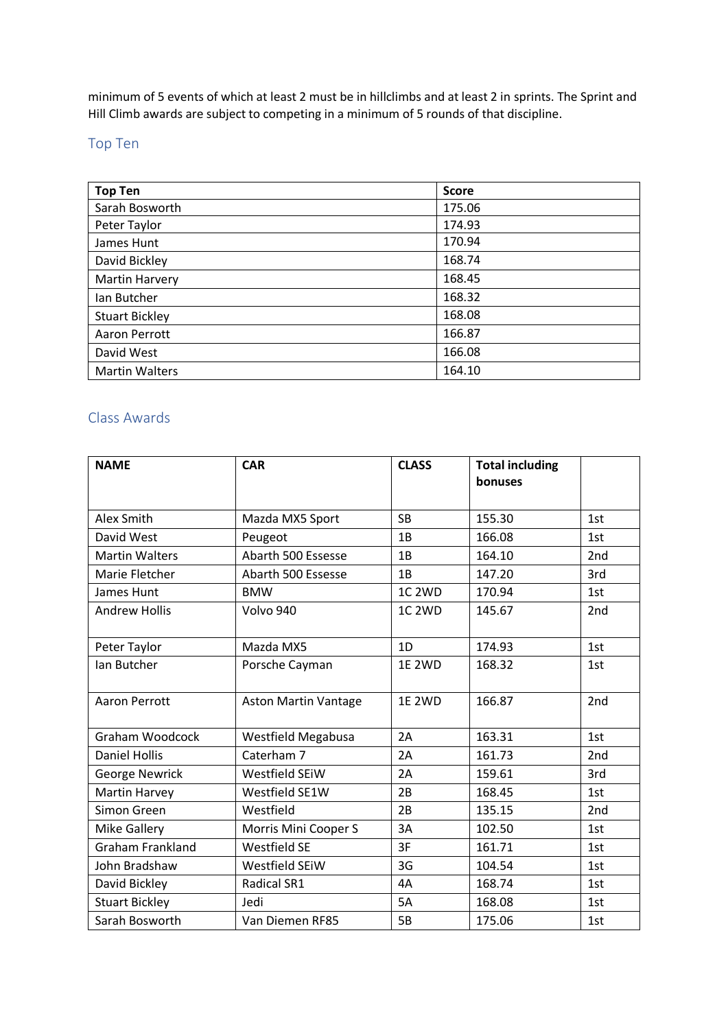minimum of 5 events of which at least 2 must be in hillclimbs and at least 2 in sprints. The Sprint and Hill Climb awards are subject to competing in a minimum of 5 rounds of that discipline.

## Top Ten

| Top Ten | Score |
|---|---|
| Sarah Bosworth | 175.06 |
| Peter Taylor | 174.93 |
| James Hunt | 170.94 |
| David Bickley | 168.74 |
| Martin Harvery | 168.45 |
| Ian Butcher | 168.32 |
| Stuart Bickley | 168.08 |
| Aaron Perrott | 166.87 |
| David West | 166.08 |
| Martin Walters | 164.10 |

## Class Awards

| NAME | CAR | CLASS | Total including bonuses | |
|---|---|---|---|---|
| Alex Smith | Mazda MX5 Sport | SB | 155.30 | 1st |
| David West | Peugeot | 1B | 166.08 | 1st |
| Martin Walters | Abarth 500 Essesse | 1B | 164.10 | 2nd |
| Marie Fletcher | Abarth 500 Essesse | 1B | 147.20 | 3rd |
| James Hunt | BMW | 1C 2WD | 170.94 | 1st |
| Andrew Hollis | Volvo 940 | 1C 2WD | 145.67 | 2nd |
| Peter Taylor | Mazda MX5 | 1D | 174.93 | 1st |
| Ian Butcher | Porsche Cayman | 1E 2WD | 168.32 | 1st |
| Aaron Perrott | Aston Martin Vantage | 1E 2WD | 166.87 | 2nd |
| Graham Woodcock | Westfield Megabusa | 2A | 163.31 | 1st |
| Daniel Hollis | Caterham 7 | 2A | 161.73 | 2nd |
| George Newrick | Westfield SEiW | 2A | 159.61 | 3rd |
| Martin Harvey | Westfield SE1W | 2B | 168.45 | 1st |
| Simon Green | Westfield | 2B | 135.15 | 2nd |
| Mike Gallery | Morris Mini Cooper S | 3A | 102.50 | 1st |
| Graham Frankland | Westfield SE | 3F | 161.71 | 1st |
| John Bradshaw | Westfield SEiW | 3G | 104.54 | 1st |
| David Bickley | Radical SR1 | 4A | 168.74 | 1st |
| Stuart Bickley | Jedi | 5A | 168.08 | 1st |
| Sarah Bosworth | Van Diemen RF85 | 5B | 175.06 | 1st |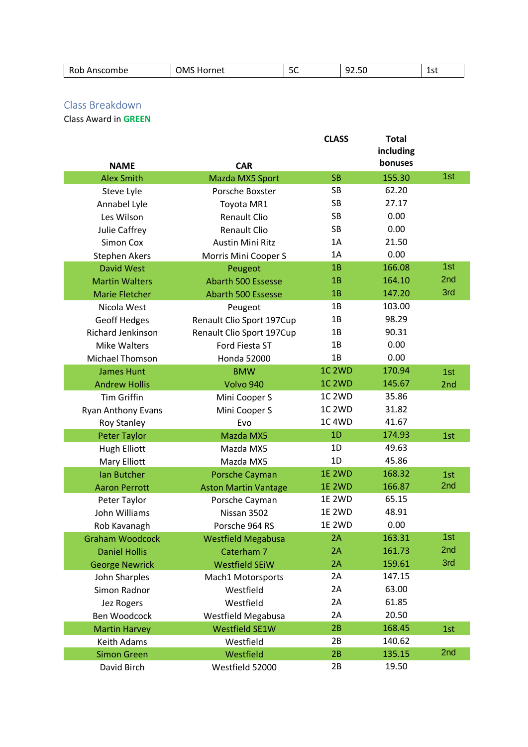| Rob Anscombe | OMS Hornet | 5C | 92.50 | 1st |
|---|---|---|---|---|

## Class Breakdown

Class Award in **GREEN**

| NAME | CAR | CLASS | Total including bonuses | |
|---|---|---|---|---|
| Alex Smith | Mazda MX5 Sport | SB | 155.30 | 1st |
| Steve Lyle | Porsche Boxster | SB | 62.20 | |
| Annabel Lyle | Toyota MR1 | SB | 27.17 | |
| Les Wilson | Renault Clio | SB | 0.00 | |
| Julie Caffrey | Renault Clio | SB | 0.00 | |
| Simon Cox | Austin Mini Ritz | 1A | 21.50 | |
| Stephen Akers | Morris Mini Cooper S | 1A | 0.00 | |
| David West | Peugeot | 1B | 166.08 | 1st |
| Martin Walters | Abarth 500 Essesse | 1B | 164.10 | 2nd |
| Marie Fletcher | Abarth 500 Essesse | 1B | 147.20 | 3rd |
| Nicola West | Peugeot | 1B | 103.00 | |
| Geoff Hedges | Renault Clio Sport 197Cup | 1B | 98.29 | |
| Richard Jenkinson | Renault Clio Sport 197Cup | 1B | 90.31 | |
| Mike Walters | Ford Fiesta ST | 1B | 0.00 | |
| Michael Thomson | Honda 52000 | 1B | 0.00 | |
| James Hunt | BMW | 1C 2WD | 170.94 | 1st |
| Andrew Hollis | Volvo 940 | 1C 2WD | 145.67 | 2nd |
| Tim Griffin | Mini Cooper S | 1C 2WD | 35.86 | |
| Ryan Anthony Evans | Mini Cooper S | 1C 2WD | 31.82 | |
| Roy Stanley | Evo | 1C 4WD | 41.67 | |
| Peter Taylor | Mazda MX5 | 1D | 174.93 | 1st |
| Hugh Elliott | Mazda MX5 | 1D | 49.63 | |
| Mary Elliott | Mazda MX5 | 1D | 45.86 | |
| Ian Butcher | Porsche Cayman | 1E 2WD | 168.32 | 1st |
| Aaron Perrott | Aston Martin Vantage | 1E 2WD | 166.87 | 2nd |
| Peter Taylor | Porsche Cayman | 1E 2WD | 65.15 | |
| John Williams | Nissan 3502 | 1E 2WD | 48.91 | |
| Rob Kavanagh | Porsche 964 RS | 1E 2WD | 0.00 | |
| Graham Woodcock | Westfield Megabusa | 2A | 163.31 | 1st |
| Daniel Hollis | Caterham 7 | 2A | 161.73 | 2nd |
| George Newrick | Westfield SEiW | 2A | 159.61 | 3rd |
| John Sharples | Mach1 Motorsports | 2A | 147.15 | |
| Simon Radnor | Westfield | 2A | 63.00 | |
| Jez Rogers | Westfield | 2A | 61.85 | |
| Ben Woodcock | Westfield Megabusa | 2A | 20.50 | |
| Martin Harvey | Westfield SE1W | 2B | 168.45 | 1st |
| Keith Adams | Westfield | 2B | 140.62 | |
| Simon Green | Westfield | 2B | 135.15 | 2nd |
| David Birch | Westfield 52000 | 2B | 19.50 | |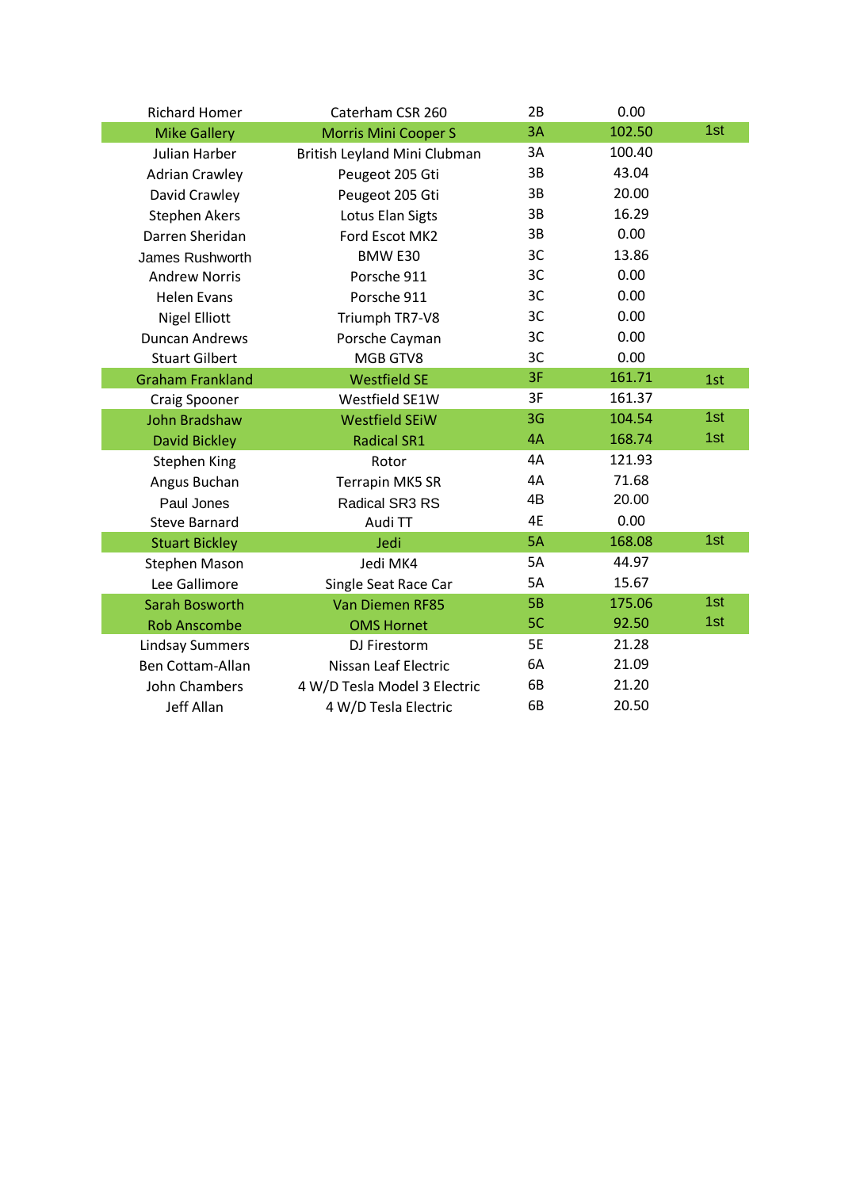| | | | | |
|---|---|---|---|---|
| Richard Homer | Caterham CSR 260 | 2B | 0.00 | |
| Mike Gallery | Morris Mini Cooper S | 3A | 102.50 | 1st |
| Julian Harber | British Leyland Mini Clubman | 3A | 100.40 | |
| Adrian Crawley | Peugeot 205 Gti | 3B | 43.04 | |
| David Crawley | Peugeot 205 Gti | 3B | 20.00 | |
| Stephen Akers | Lotus Elan Sigts | 3B | 16.29 | |
| Darren Sheridan | Ford Escot MK2 | 3B | 0.00 | |
| James Rushworth | BMW E30 | 3C | 13.86 | |
| Andrew Norris | Porsche 911 | 3C | 0.00 | |
| Helen Evans | Porsche 911 | 3C | 0.00 | |
| Nigel Elliott | Triumph TR7-V8 | 3C | 0.00 | |
| Duncan Andrews | Porsche Cayman | 3C | 0.00 | |
| Stuart Gilbert | MGB GTV8 | 3C | 0.00 | |
| Graham Frankland | Westfield SE | 3F | 161.71 | 1st |
| Craig Spooner | Westfield SE1W | 3F | 161.37 | |
| John Bradshaw | Westfield SEiW | 3G | 104.54 | 1st |
| David Bickley | Radical SR1 | 4A | 168.74 | 1st |
| Stephen King | Rotor | 4A | 121.93 | |
| Angus Buchan | Terrapin MK5 SR | 4A | 71.68 | |
| Paul Jones | Radical SR3 RS | 4B | 20.00 | |
| Steve Barnard | Audi TT | 4E | 0.00 | |
| Stuart Bickley | Jedi | 5A | 168.08 | 1st |
| Stephen Mason | Jedi MK4 | 5A | 44.97 | |
| Lee Gallimore | Single Seat Race Car | 5A | 15.67 | |
| Sarah Bosworth | Van Diemen RF85 | 5B | 175.06 | 1st |
| Rob Anscombe | OMS Hornet | 5C | 92.50 | 1st |
| Lindsay Summers | DJ Firestorm | 5E | 21.28 | |
| Ben Cottam-Allan | Nissan Leaf Electric | 6A | 21.09 | |
| John Chambers | 4 W/D Tesla Model 3 Electric | 6B | 21.20 | |
| Jeff Allan | 4 W/D Tesla Electric | 6B | 20.50 | |